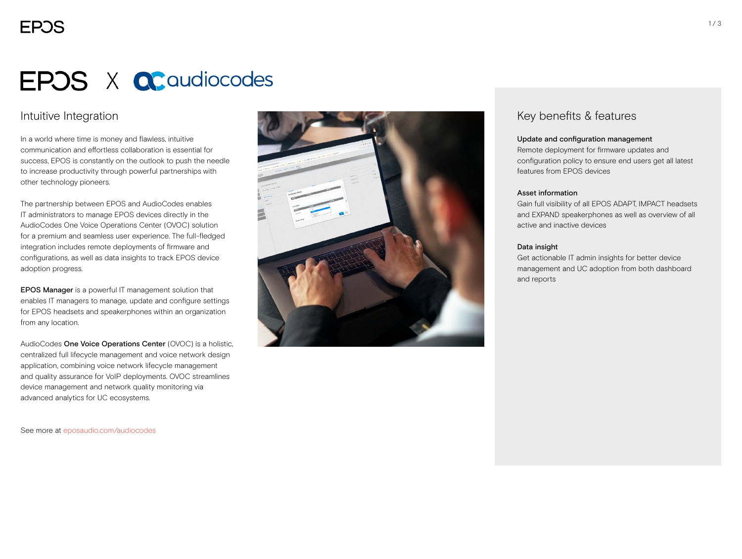# EPOS X audiocodes

## Intuitive Integration

In a world where time is money and flawless, intuitive communication and effortless collaboration is essential for success, EPOS is constantly on the outlook to push the needle to increase productivity through powerful partnerships with other technology pioneers.

The partnership between EPOS and AudioCodes enables IT administrators to manage EPOS devices directly in the AudioCodes One Voice Operations Center (OVOC) solution for a premium and seamless user experience. The full-fledged integration includes remote deployments of firmware and configurations, as well as data insights to track EPOS device adoption progress.

**EPOS Manager** is a powerful IT management solution that enables IT managers to manage, update and configure settings for EPOS headsets and speakerphones within an organization from any location.

AudioCodes **One Voice Operations Center** (OVOC) is a holistic, centralized full lifecycle management and voice network design application, combining voice network lifecycle management and quality assurance for VoIP deployments. OVOC streamlines device management and network quality monitoring via advanced analytics for UC ecosystems.

See more at eposaudio.com/audiocodes

## Key benefits & features

**Update and configuration management**
Remote deployment for firmware updates and configuration policy to ensure end users get all latest features from EPOS devices

**Asset information**
Gain full visibility of all EPOS ADAPT, IMPACT headsets and EXPAND speakerphones as well as overview of all active and inactive devices

**Data insight**
Get actionable IT admin insights for better device management and UC adoption from both dashboard and reports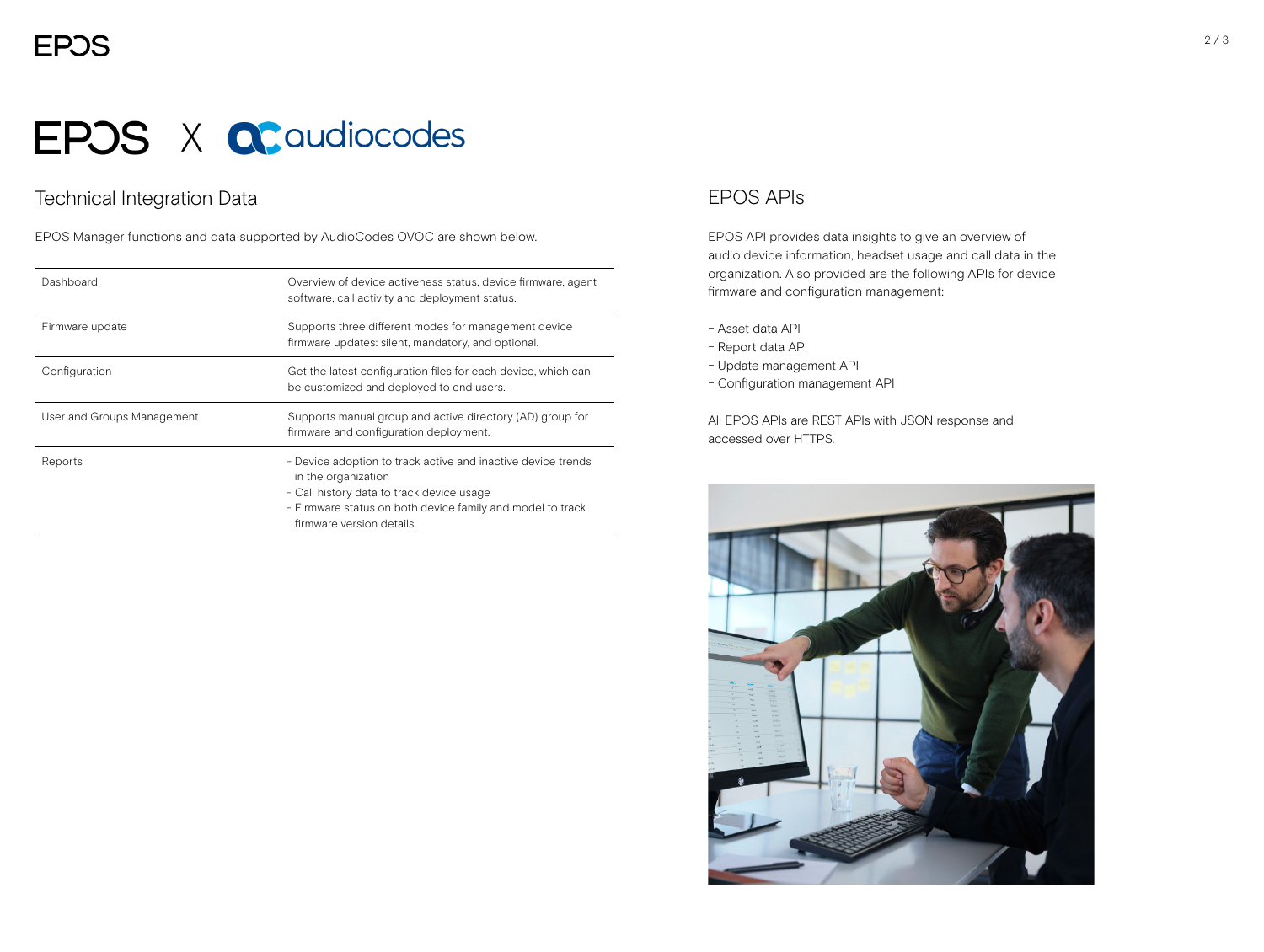# EPOS X audiocodes

## Technical Integration Data

EPOS Manager functions and data supported by AudioCodes OVOC are shown below.

| | |
|---|---|
| Dashboard | Overview of device activeness status, device firmware, agent software, call activity and deployment status. |
| Firmware update | Supports three different modes for management device firmware updates: silent, mandatory, and optional. |
| Configuration | Get the latest configuration files for each device, which can be customized and deployed to end users. |
| User and Groups Management | Supports manual group and active directory (AD) group for firmware and configuration deployment. |
| Reports | - Device adoption to track active and inactive device trends in the organization<br>- Call history data to track device usage<br>- Firmware status on both device family and model to track firmware version details. |

## EPOS APIs

EPOS API provides data insights to give an overview of audio device information, headset usage and call data in the organization. Also provided are the following APIs for device firmware and configuration management:

- Asset data API
- Report data API
- Update management API
- Configuration management API

All EPOS APIs are REST APIs with JSON response and accessed over HTTPS.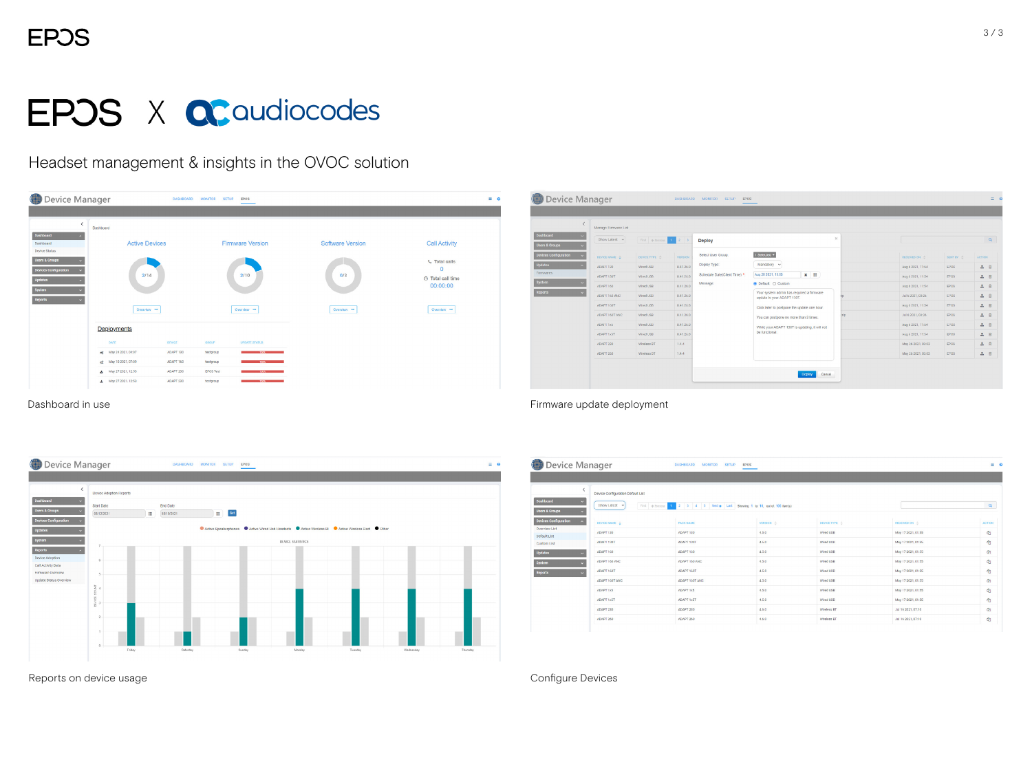# EPOS X audiocodes

Headset management & insights in the OVOC solution

Dashboard in use

Firmware update deployment

Reports on device usage

Configure Devices